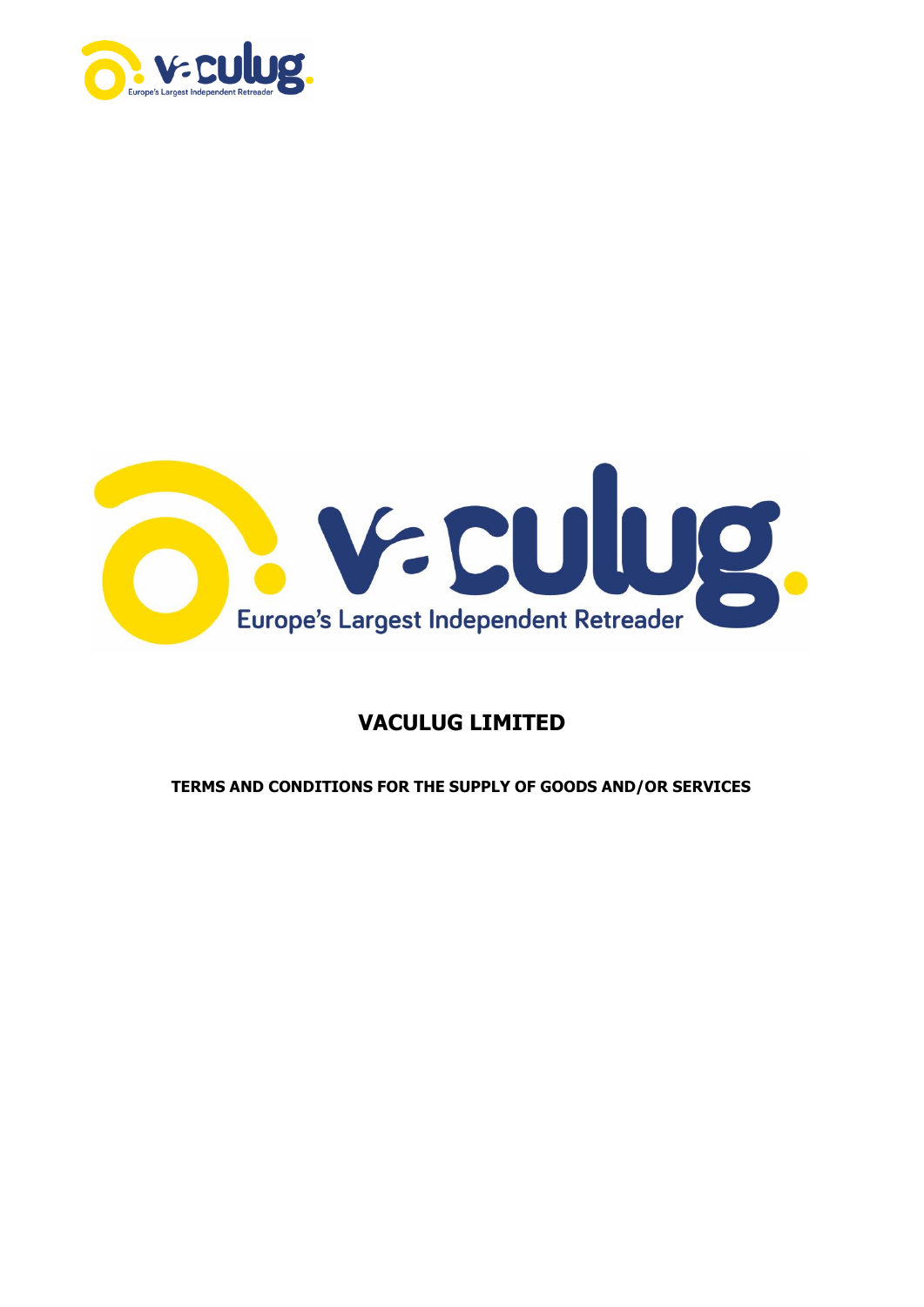# VACULUG LIMITED

**TERMS AND CONDITIONS FOR THE SUPPLY OF GOODS AND/OR SERVICES**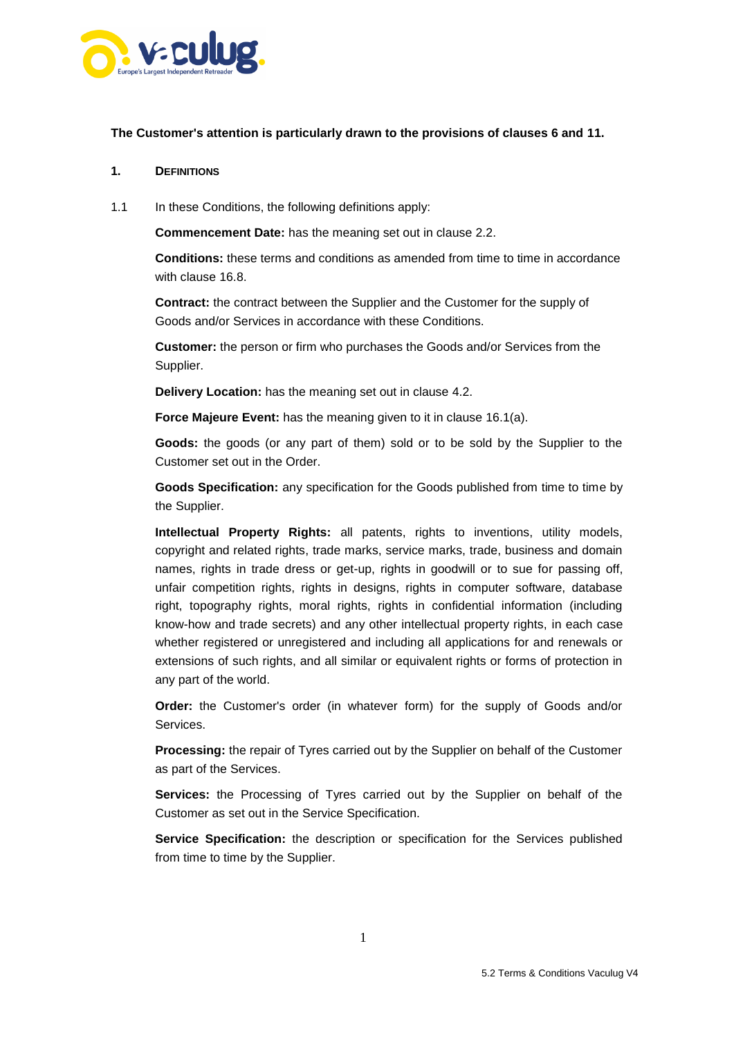**The Customer's attention is particularly drawn to the provisions of clauses 6 and 11.**

## 1. DEFINITIONS

1.1 In these Conditions, the following definitions apply:

**Commencement Date:** has the meaning set out in clause 2.2.

**Conditions:** these terms and conditions as amended from time to time in accordance with clause 16.8.

**Contract:** the contract between the Supplier and the Customer for the supply of Goods and/or Services in accordance with these Conditions.

**Customer:** the person or firm who purchases the Goods and/or Services from the Supplier.

**Delivery Location:** has the meaning set out in clause 4.2.

**Force Majeure Event:** has the meaning given to it in clause 16.1(a).

**Goods:** the goods (or any part of them) sold or to be sold by the Supplier to the Customer set out in the Order.

**Goods Specification:** any specification for the Goods published from time to time by the Supplier.

**Intellectual Property Rights:** all patents, rights to inventions, utility models, copyright and related rights, trade marks, service marks, trade, business and domain names, rights in trade dress or get-up, rights in goodwill or to sue for passing off, unfair competition rights, rights in designs, rights in computer software, database right, topography rights, moral rights, rights in confidential information (including know-how and trade secrets) and any other intellectual property rights, in each case whether registered or unregistered and including all applications for and renewals or extensions of such rights, and all similar or equivalent rights or forms of protection in any part of the world.

**Order:** the Customer's order (in whatever form) for the supply of Goods and/or Services.

**Processing:** the repair of Tyres carried out by the Supplier on behalf of the Customer as part of the Services.

**Services:** the Processing of Tyres carried out by the Supplier on behalf of the Customer as set out in the Service Specification.

**Service Specification:** the description or specification for the Services published from time to time by the Supplier.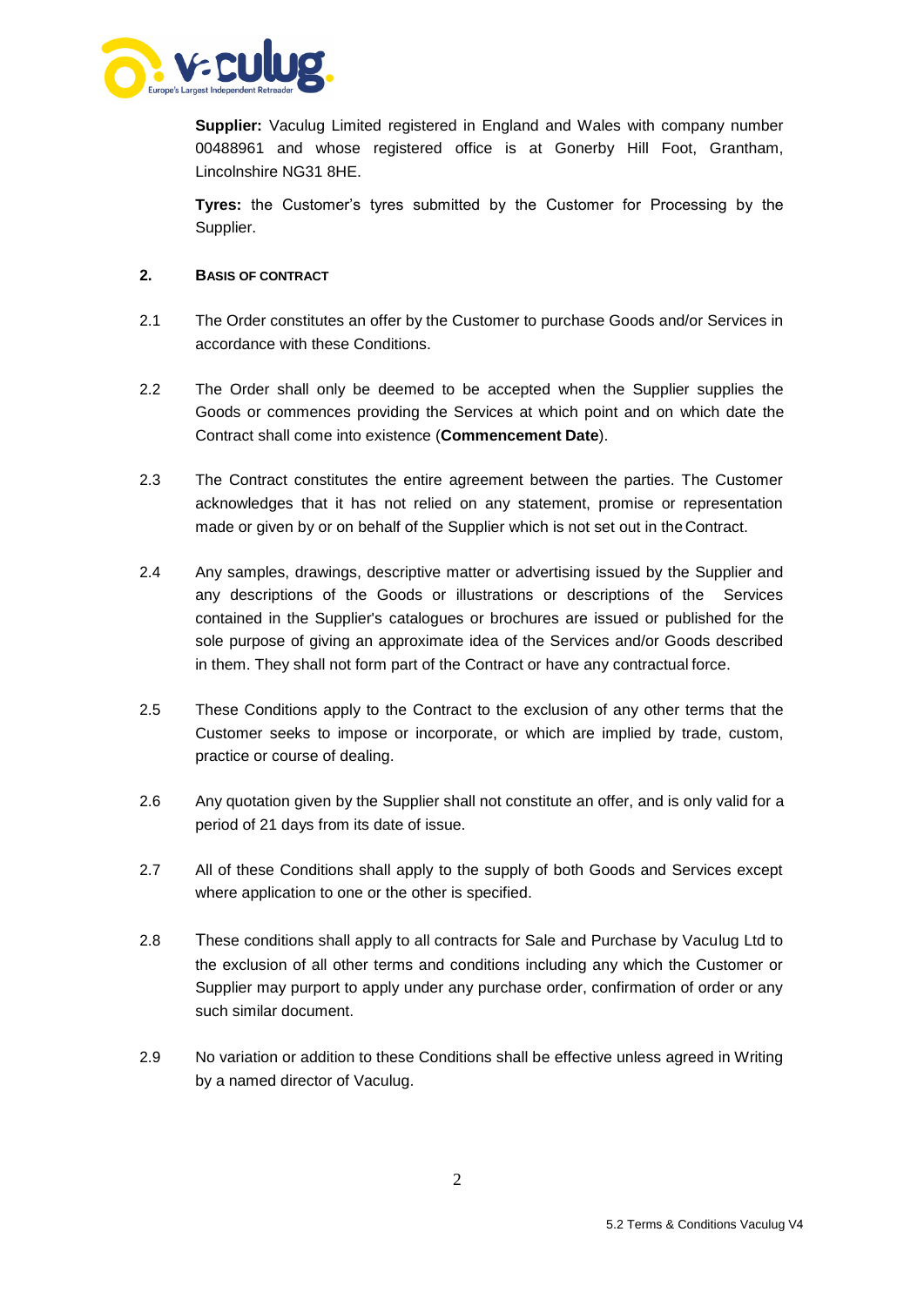**Supplier:** Vaculug Limited registered in England and Wales with company number 00488961 and whose registered office is at Gonerby Hill Foot, Grantham, Lincolnshire NG31 8HE.

**Tyres:** the Customer's tyres submitted by the Customer for Processing by the Supplier.

## 2. BASIS OF CONTRACT

2.1 The Order constitutes an offer by the Customer to purchase Goods and/or Services in accordance with these Conditions.

2.2 The Order shall only be deemed to be accepted when the Supplier supplies the Goods or commences providing the Services at which point and on which date the Contract shall come into existence (**Commencement Date**).

2.3 The Contract constitutes the entire agreement between the parties. The Customer acknowledges that it has not relied on any statement, promise or representation made or given by or on behalf of the Supplier which is not set out in the Contract.

2.4 Any samples, drawings, descriptive matter or advertising issued by the Supplier and any descriptions of the Goods or illustrations or descriptions of the Services contained in the Supplier's catalogues or brochures are issued or published for the sole purpose of giving an approximate idea of the Services and/or Goods described in them. They shall not form part of the Contract or have any contractual force.

2.5 These Conditions apply to the Contract to the exclusion of any other terms that the Customer seeks to impose or incorporate, or which are implied by trade, custom, practice or course of dealing.

2.6 Any quotation given by the Supplier shall not constitute an offer, and is only valid for a period of 21 days from its date of issue.

2.7 All of these Conditions shall apply to the supply of both Goods and Services except where application to one or the other is specified.

2.8 These conditions shall apply to all contracts for Sale and Purchase by Vaculug Ltd to the exclusion of all other terms and conditions including any which the Customer or Supplier may purport to apply under any purchase order, confirmation of order or any such similar document.

2.9 No variation or addition to these Conditions shall be effective unless agreed in Writing by a named director of Vaculug.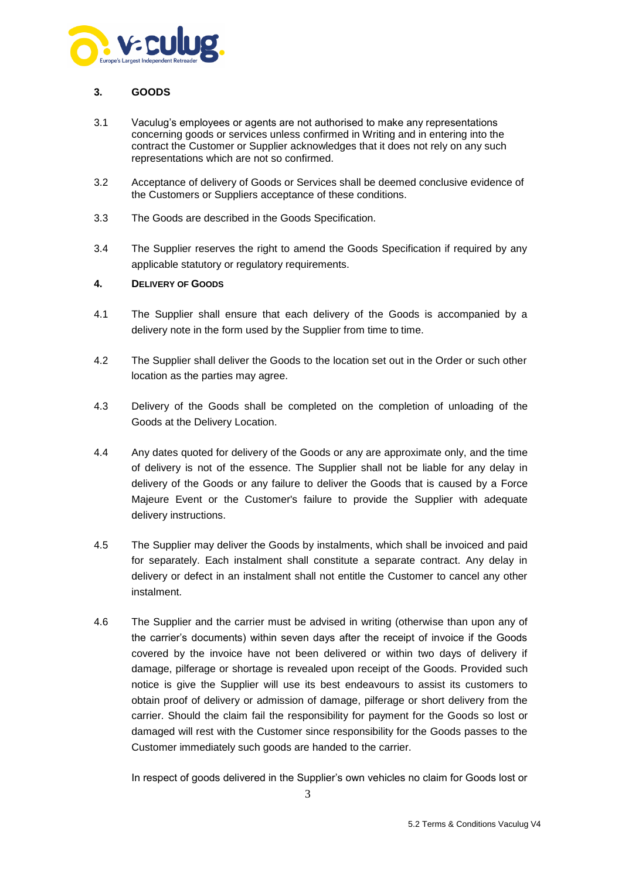## 3. GOODS

3.1 Vaculug's employees or agents are not authorised to make any representations concerning goods or services unless confirmed in Writing and in entering into the contract the Customer or Supplier acknowledges that it does not rely on any such representations which are not so confirmed.

3.2 Acceptance of delivery of Goods or Services shall be deemed conclusive evidence of the Customers or Suppliers acceptance of these conditions.

3.3 The Goods are described in the Goods Specification.

3.4 The Supplier reserves the right to amend the Goods Specification if required by any applicable statutory or regulatory requirements.

## 4. DELIVERY OF GOODS

4.1 The Supplier shall ensure that each delivery of the Goods is accompanied by a delivery note in the form used by the Supplier from time to time.

4.2 The Supplier shall deliver the Goods to the location set out in the Order or such other location as the parties may agree.

4.3 Delivery of the Goods shall be completed on the completion of unloading of the Goods at the Delivery Location.

4.4 Any dates quoted for delivery of the Goods or any are approximate only, and the time of delivery is not of the essence. The Supplier shall not be liable for any delay in delivery of the Goods or any failure to deliver the Goods that is caused by a Force Majeure Event or the Customer's failure to provide the Supplier with adequate delivery instructions.

4.5 The Supplier may deliver the Goods by instalments, which shall be invoiced and paid for separately. Each instalment shall constitute a separate contract. Any delay in delivery or defect in an instalment shall not entitle the Customer to cancel any other instalment.

4.6 The Supplier and the carrier must be advised in writing (otherwise than upon any of the carrier's documents) within seven days after the receipt of invoice if the Goods covered by the invoice have not been delivered or within two days of delivery if damage, pilferage or shortage is revealed upon receipt of the Goods. Provided such notice is give the Supplier will use its best endeavours to assist its customers to obtain proof of delivery or admission of damage, pilferage or short delivery from the carrier. Should the claim fail the responsibility for payment for the Goods so lost or damaged will rest with the Customer since responsibility for the Goods passes to the Customer immediately such goods are handed to the carrier.

In respect of goods delivered in the Supplier's own vehicles no claim for Goods lost or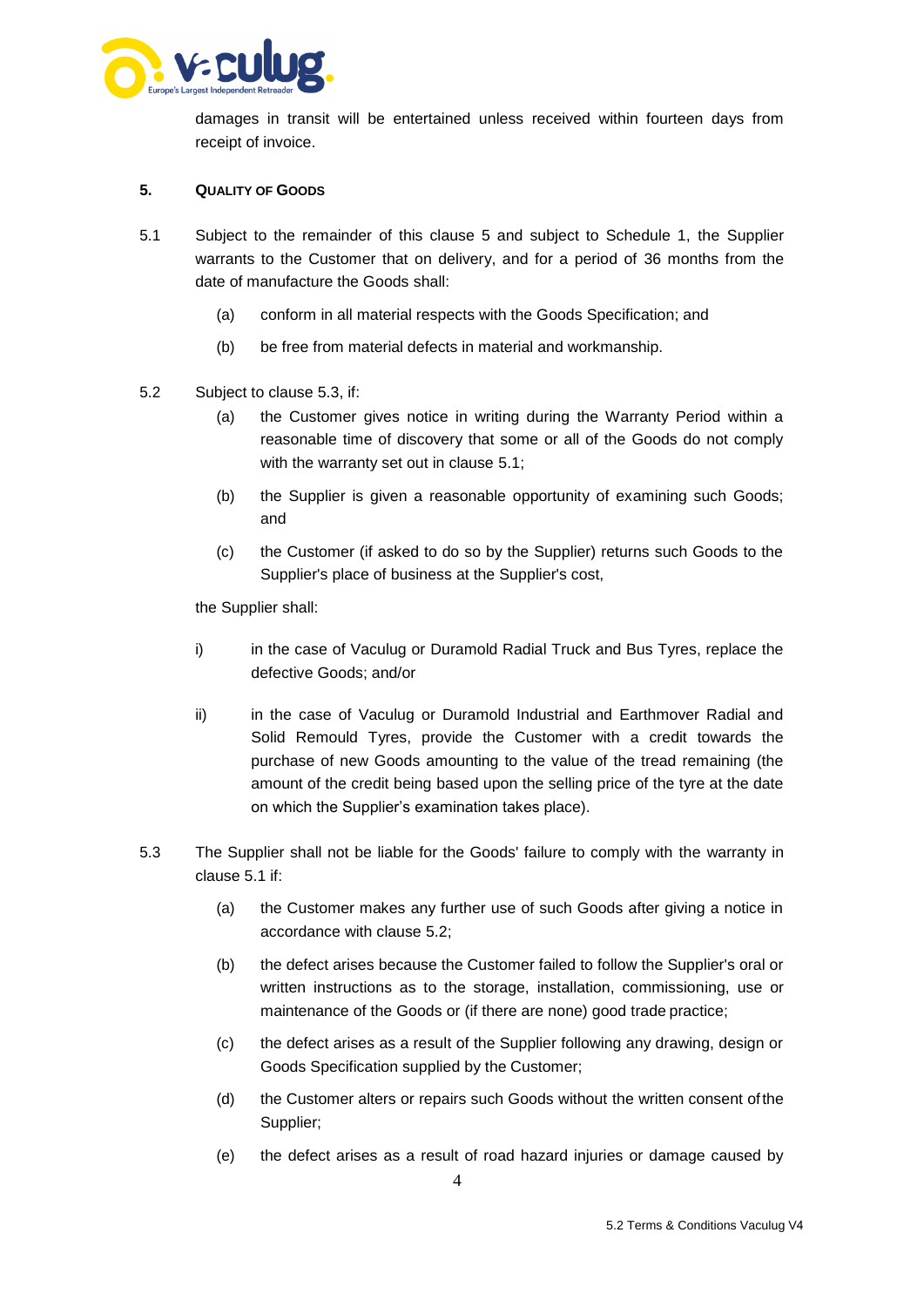damages in transit will be entertained unless received within fourteen days from receipt of invoice.

## 5. QUALITY OF GOODS

5.1 Subject to the remainder of this clause 5 and subject to Schedule 1, the Supplier warrants to the Customer that on delivery, and for a period of 36 months from the date of manufacture the Goods shall:

(a) conform in all material respects with the Goods Specification; and

(b) be free from material defects in material and workmanship.

5.2 Subject to clause 5.3, if:

(a) the Customer gives notice in writing during the Warranty Period within a reasonable time of discovery that some or all of the Goods do not comply with the warranty set out in clause 5.1;

(b) the Supplier is given a reasonable opportunity of examining such Goods; and

(c) the Customer (if asked to do so by the Supplier) returns such Goods to the Supplier's place of business at the Supplier's cost,

the Supplier shall:

i) in the case of Vaculug or Duramold Radial Truck and Bus Tyres, replace the defective Goods; and/or

ii) in the case of Vaculug or Duramold Industrial and Earthmover Radial and Solid Remould Tyres, provide the Customer with a credit towards the purchase of new Goods amounting to the value of the tread remaining (the amount of the credit being based upon the selling price of the tyre at the date on which the Supplier's examination takes place).

5.3 The Supplier shall not be liable for the Goods' failure to comply with the warranty in clause 5.1 if:

(a) the Customer makes any further use of such Goods after giving a notice in accordance with clause 5.2;

(b) the defect arises because the Customer failed to follow the Supplier's oral or written instructions as to the storage, installation, commissioning, use or maintenance of the Goods or (if there are none) good trade practice;

(c) the defect arises as a result of the Supplier following any drawing, design or Goods Specification supplied by the Customer;

(d) the Customer alters or repairs such Goods without the written consent of the Supplier;

(e) the defect arises as a result of road hazard injuries or damage caused by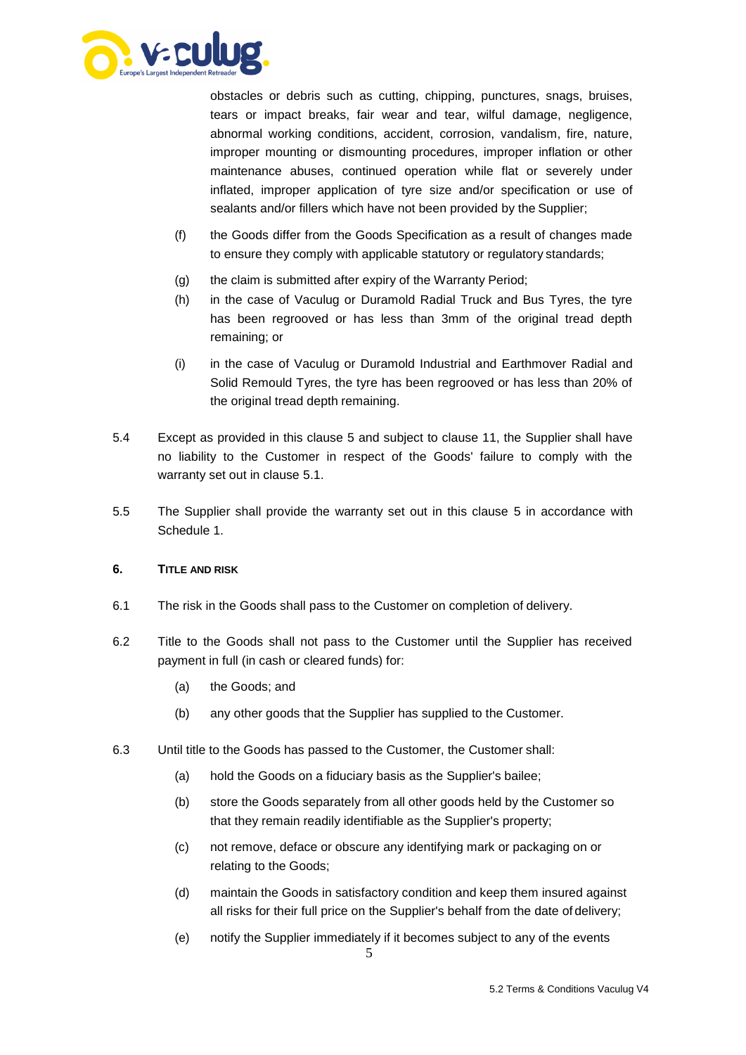obstacles or debris such as cutting, chipping, punctures, snags, bruises, tears or impact breaks, fair wear and tear, wilful damage, negligence, abnormal working conditions, accident, corrosion, vandalism, fire, nature, improper mounting or dismounting procedures, improper inflation or other maintenance abuses, continued operation while flat or severely under inflated, improper application of tyre size and/or specification or use of sealants and/or fillers which have not been provided by the Supplier;

(f) the Goods differ from the Goods Specification as a result of changes made to ensure they comply with applicable statutory or regulatory standards;

(g) the claim is submitted after expiry of the Warranty Period;

(h) in the case of Vaculug or Duramold Radial Truck and Bus Tyres, the tyre has been regrooved or has less than 3mm of the original tread depth remaining; or

(i) in the case of Vaculug or Duramold Industrial and Earthmover Radial and Solid Remould Tyres, the tyre has been regrooved or has less than 20% of the original tread depth remaining.

5.4 Except as provided in this clause 5 and subject to clause 11, the Supplier shall have no liability to the Customer in respect of the Goods' failure to comply with the warranty set out in clause 5.1.

5.5 The Supplier shall provide the warranty set out in this clause 5 in accordance with Schedule 1.

## 6. TITLE AND RISK

6.1 The risk in the Goods shall pass to the Customer on completion of delivery.

6.2 Title to the Goods shall not pass to the Customer until the Supplier has received payment in full (in cash or cleared funds) for:

(a) the Goods; and

(b) any other goods that the Supplier has supplied to the Customer.

6.3 Until title to the Goods has passed to the Customer, the Customer shall:

(a) hold the Goods on a fiduciary basis as the Supplier's bailee;

(b) store the Goods separately from all other goods held by the Customer so that they remain readily identifiable as the Supplier's property;

(c) not remove, deface or obscure any identifying mark or packaging on or relating to the Goods;

(d) maintain the Goods in satisfactory condition and keep them insured against all risks for their full price on the Supplier's behalf from the date of delivery;

(e) notify the Supplier immediately if it becomes subject to any of the events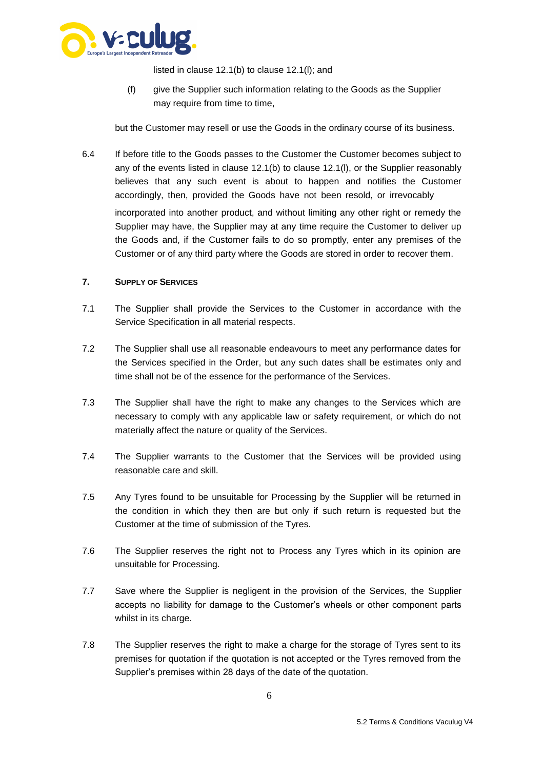listed in clause 12.1(b) to clause 12.1(l); and

(f) give the Supplier such information relating to the Goods as the Supplier may require from time to time,

but the Customer may resell or use the Goods in the ordinary course of its business.

6.4 If before title to the Goods passes to the Customer the Customer becomes subject to any of the events listed in clause 12.1(b) to clause 12.1(l), or the Supplier reasonably believes that any such event is about to happen and notifies the Customer accordingly, then, provided the Goods have not been resold, or irrevocably incorporated into another product, and without limiting any other right or remedy the Supplier may have, the Supplier may at any time require the Customer to deliver up the Goods and, if the Customer fails to do so promptly, enter any premises of the Customer or of any third party where the Goods are stored in order to recover them.

## 7. SUPPLY OF SERVICES

7.1 The Supplier shall provide the Services to the Customer in accordance with the Service Specification in all material respects.

7.2 The Supplier shall use all reasonable endeavours to meet any performance dates for the Services specified in the Order, but any such dates shall be estimates only and time shall not be of the essence for the performance of the Services.

7.3 The Supplier shall have the right to make any changes to the Services which are necessary to comply with any applicable law or safety requirement, or which do not materially affect the nature or quality of the Services.

7.4 The Supplier warrants to the Customer that the Services will be provided using reasonable care and skill.

7.5 Any Tyres found to be unsuitable for Processing by the Supplier will be returned in the condition in which they then are but only if such return is requested but the Customer at the time of submission of the Tyres.

7.6 The Supplier reserves the right not to Process any Tyres which in its opinion are unsuitable for Processing.

7.7 Save where the Supplier is negligent in the provision of the Services, the Supplier accepts no liability for damage to the Customer's wheels or other component parts whilst in its charge.

7.8 The Supplier reserves the right to make a charge for the storage of Tyres sent to its premises for quotation if the quotation is not accepted or the Tyres removed from the Supplier's premises within 28 days of the date of the quotation.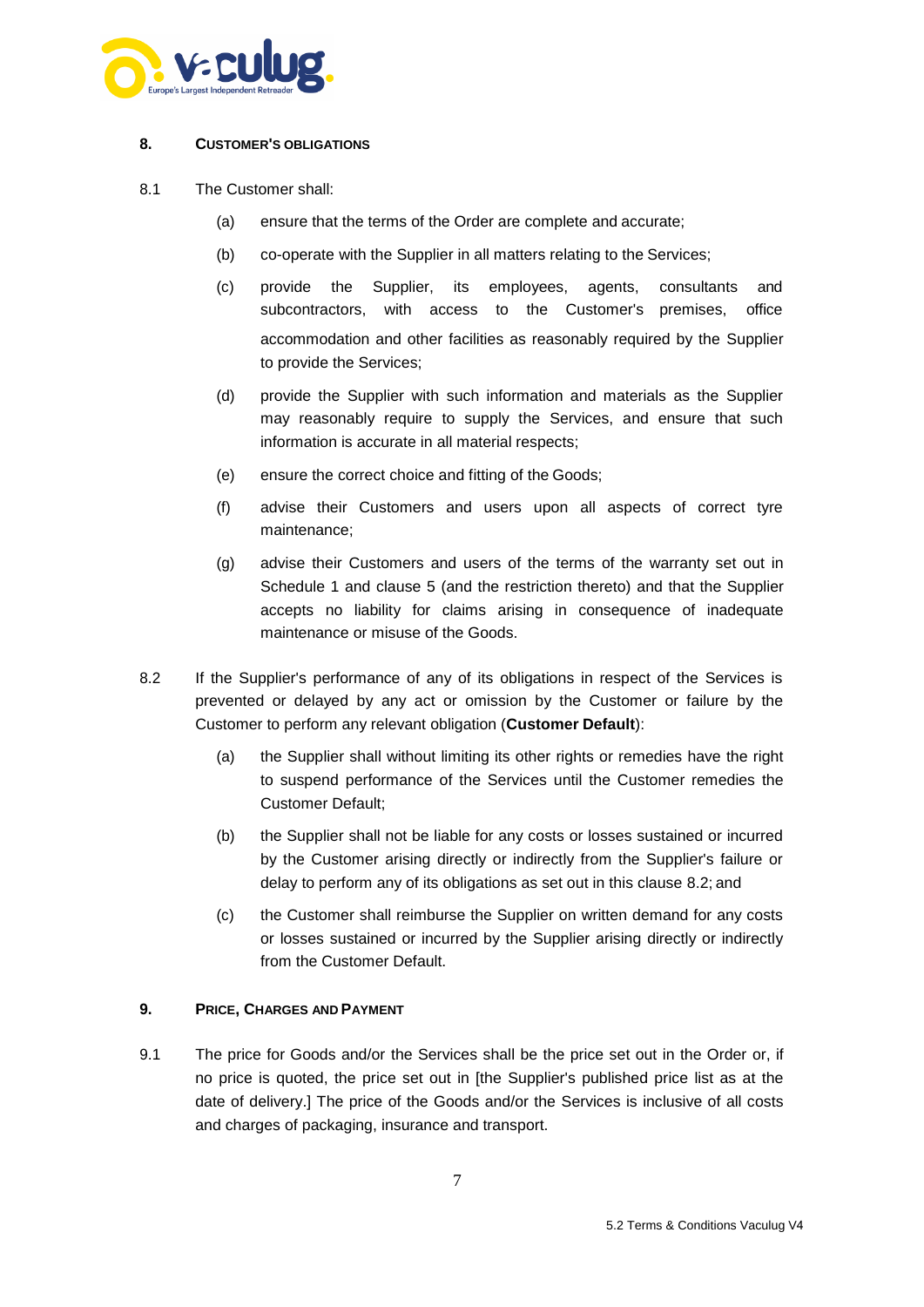## 8. CUSTOMER'S OBLIGATIONS

8.1 The Customer shall:

(a) ensure that the terms of the Order are complete and accurate;

(b) co-operate with the Supplier in all matters relating to the Services;

(c) provide the Supplier, its employees, agents, consultants and subcontractors, with access to the Customer's premises, office accommodation and other facilities as reasonably required by the Supplier to provide the Services;

(d) provide the Supplier with such information and materials as the Supplier may reasonably require to supply the Services, and ensure that such information is accurate in all material respects;

(e) ensure the correct choice and fitting of the Goods;

(f) advise their Customers and users upon all aspects of correct tyre maintenance;

(g) advise their Customers and users of the terms of the warranty set out in Schedule 1 and clause 5 (and the restriction thereto) and that the Supplier accepts no liability for claims arising in consequence of inadequate maintenance or misuse of the Goods.

8.2 If the Supplier's performance of any of its obligations in respect of the Services is prevented or delayed by any act or omission by the Customer or failure by the Customer to perform any relevant obligation (**Customer Default**):

(a) the Supplier shall without limiting its other rights or remedies have the right to suspend performance of the Services until the Customer remedies the Customer Default;

(b) the Supplier shall not be liable for any costs or losses sustained or incurred by the Customer arising directly or indirectly from the Supplier's failure or delay to perform any of its obligations as set out in this clause 8.2; and

(c) the Customer shall reimburse the Supplier on written demand for any costs or losses sustained or incurred by the Supplier arising directly or indirectly from the Customer Default.

## 9. PRICE, CHARGES AND PAYMENT

9.1 The price for Goods and/or the Services shall be the price set out in the Order or, if no price is quoted, the price set out in [the Supplier's published price list as at the date of delivery.] The price of the Goods and/or the Services is inclusive of all costs and charges of packaging, insurance and transport.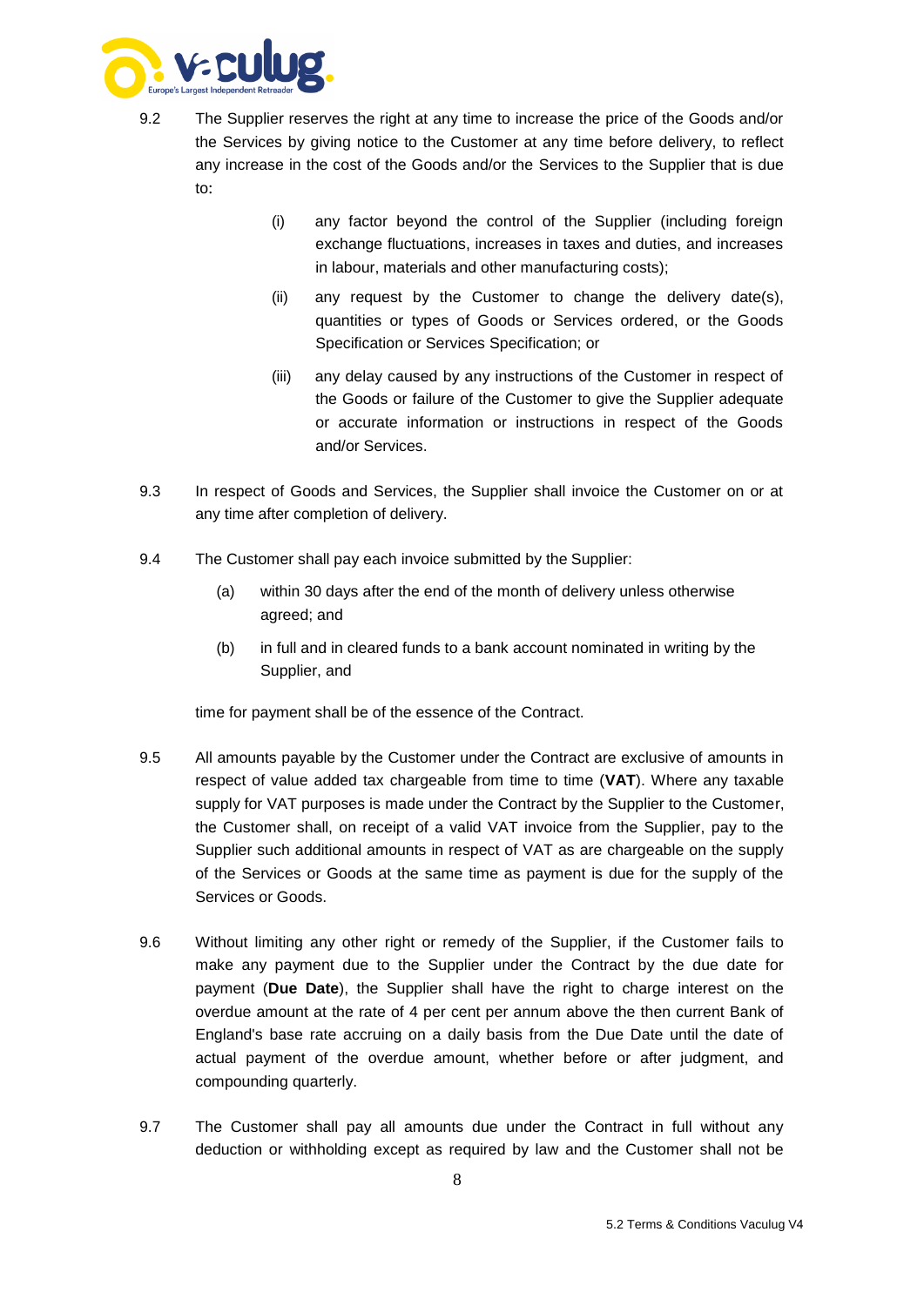9.2 The Supplier reserves the right at any time to increase the price of the Goods and/or the Services by giving notice to the Customer at any time before delivery, to reflect any increase in the cost of the Goods and/or the Services to the Supplier that is due to:

(i) any factor beyond the control of the Supplier (including foreign exchange fluctuations, increases in taxes and duties, and increases in labour, materials and other manufacturing costs);

(ii) any request by the Customer to change the delivery date(s), quantities or types of Goods or Services ordered, or the Goods Specification or Services Specification; or

(iii) any delay caused by any instructions of the Customer in respect of the Goods or failure of the Customer to give the Supplier adequate or accurate information or instructions in respect of the Goods and/or Services.

9.3 In respect of Goods and Services, the Supplier shall invoice the Customer on or at any time after completion of delivery.

9.4 The Customer shall pay each invoice submitted by the Supplier:

(a) within 30 days after the end of the month of delivery unless otherwise agreed; and

(b) in full and in cleared funds to a bank account nominated in writing by the Supplier, and

time for payment shall be of the essence of the Contract.

9.5 All amounts payable by the Customer under the Contract are exclusive of amounts in respect of value added tax chargeable from time to time (**VAT**). Where any taxable supply for VAT purposes is made under the Contract by the Supplier to the Customer, the Customer shall, on receipt of a valid VAT invoice from the Supplier, pay to the Supplier such additional amounts in respect of VAT as are chargeable on the supply of the Services or Goods at the same time as payment is due for the supply of the Services or Goods.

9.6 Without limiting any other right or remedy of the Supplier, if the Customer fails to make any payment due to the Supplier under the Contract by the due date for payment (**Due Date**), the Supplier shall have the right to charge interest on the overdue amount at the rate of 4 per cent per annum above the then current Bank of England's base rate accruing on a daily basis from the Due Date until the date of actual payment of the overdue amount, whether before or after judgment, and compounding quarterly.

9.7 The Customer shall pay all amounts due under the Contract in full without any deduction or withholding except as required by law and the Customer shall not be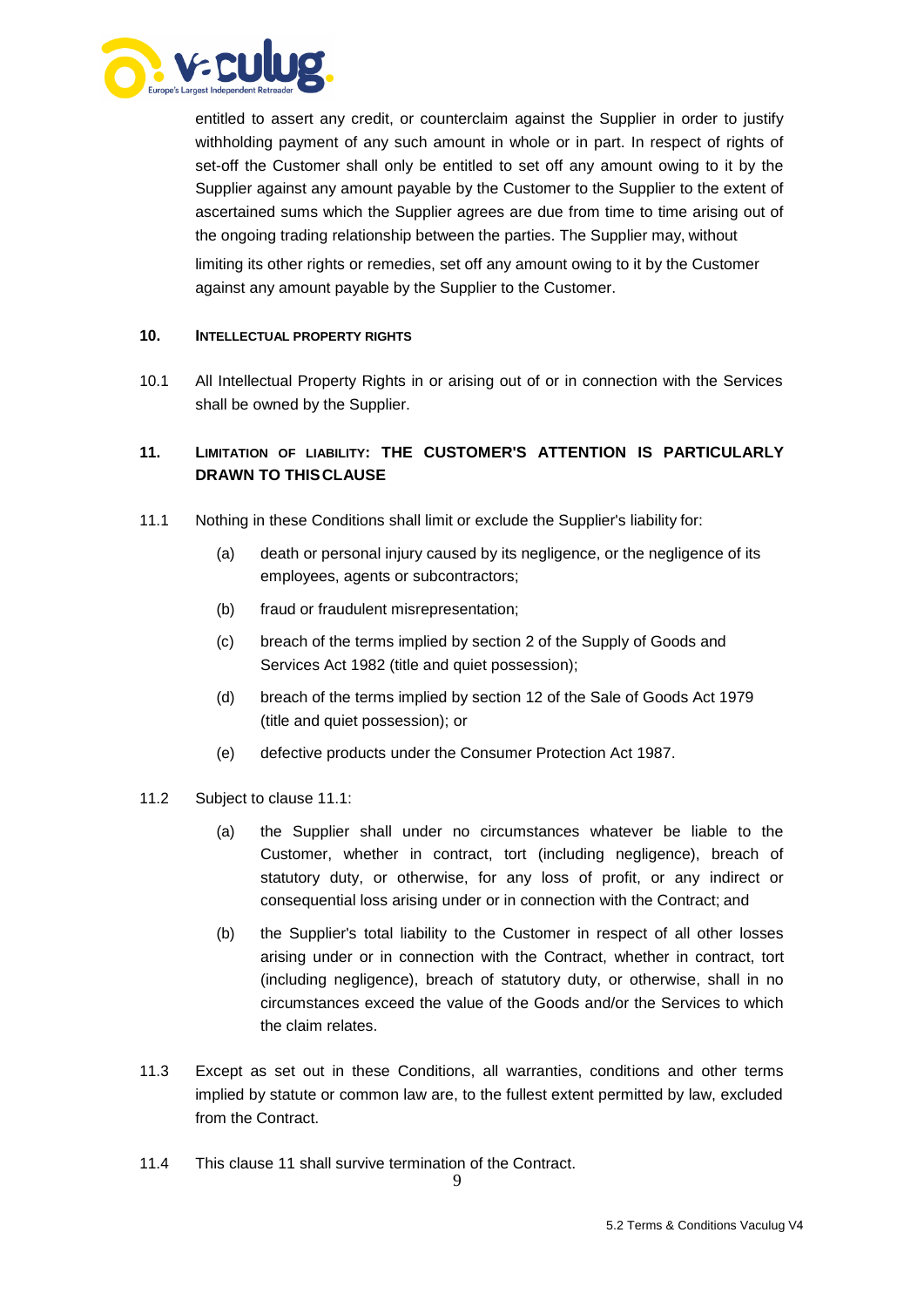entitled to assert any credit, or counterclaim against the Supplier in order to justify withholding payment of any such amount in whole or in part. In respect of rights of set-off the Customer shall only be entitled to set off any amount owing to it by the Supplier against any amount payable by the Customer to the Supplier to the extent of ascertained sums which the Supplier agrees are due from time to time arising out of the ongoing trading relationship between the parties. The Supplier may, without limiting its other rights or remedies, set off any amount owing to it by the Customer against any amount payable by the Supplier to the Customer.

## 10. INTELLECTUAL PROPERTY RIGHTS

10.1 All Intellectual Property Rights in or arising out of or in connection with the Services shall be owned by the Supplier.

## 11. LIMITATION OF LIABILITY: THE CUSTOMER'S ATTENTION IS PARTICULARLY DRAWN TO THIS CLAUSE

11.1 Nothing in these Conditions shall limit or exclude the Supplier's liability for:

(a) death or personal injury caused by its negligence, or the negligence of its employees, agents or subcontractors;

(b) fraud or fraudulent misrepresentation;

(c) breach of the terms implied by section 2 of the Supply of Goods and Services Act 1982 (title and quiet possession);

(d) breach of the terms implied by section 12 of the Sale of Goods Act 1979 (title and quiet possession); or

(e) defective products under the Consumer Protection Act 1987.

11.2 Subject to clause 11.1:

(a) the Supplier shall under no circumstances whatever be liable to the Customer, whether in contract, tort (including negligence), breach of statutory duty, or otherwise, for any loss of profit, or any indirect or consequential loss arising under or in connection with the Contract; and

(b) the Supplier's total liability to the Customer in respect of all other losses arising under or in connection with the Contract, whether in contract, tort (including negligence), breach of statutory duty, or otherwise, shall in no circumstances exceed the value of the Goods and/or the Services to which the claim relates.

11.3 Except as set out in these Conditions, all warranties, conditions and other terms implied by statute or common law are, to the fullest extent permitted by law, excluded from the Contract.

11.4 This clause 11 shall survive termination of the Contract.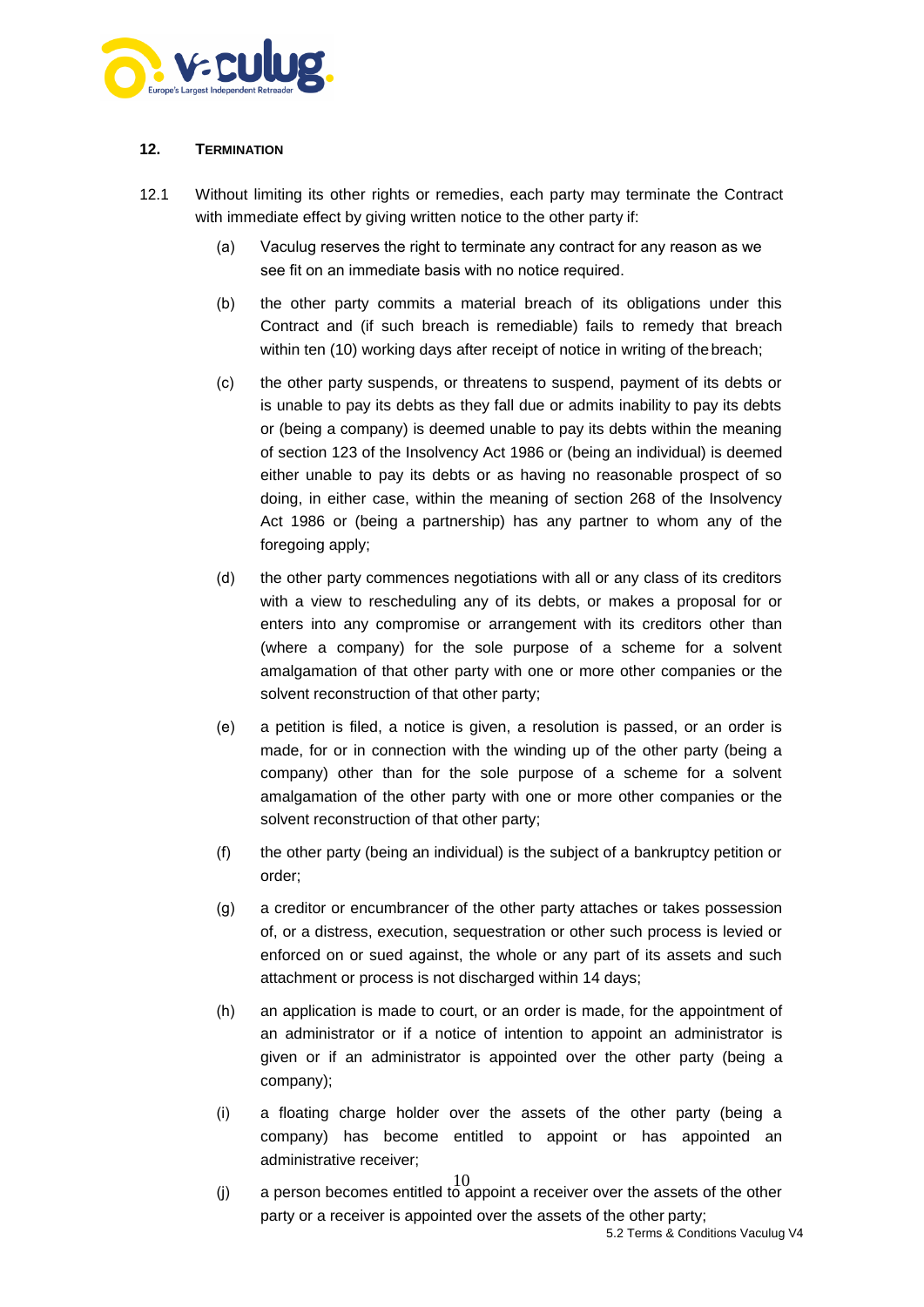## 12. TERMINATION

12.1 Without limiting its other rights or remedies, each party may terminate the Contract with immediate effect by giving written notice to the other party if:

(a) Vaculug reserves the right to terminate any contract for any reason as we see fit on an immediate basis with no notice required.

(b) the other party commits a material breach of its obligations under this Contract and (if such breach is remediable) fails to remedy that breach within ten (10) working days after receipt of notice in writing of the breach;

(c) the other party suspends, or threatens to suspend, payment of its debts or is unable to pay its debts as they fall due or admits inability to pay its debts or (being a company) is deemed unable to pay its debts within the meaning of section 123 of the Insolvency Act 1986 or (being an individual) is deemed either unable to pay its debts or as having no reasonable prospect of so doing, in either case, within the meaning of section 268 of the Insolvency Act 1986 or (being a partnership) has any partner to whom any of the foregoing apply;

(d) the other party commences negotiations with all or any class of its creditors with a view to rescheduling any of its debts, or makes a proposal for or enters into any compromise or arrangement with its creditors other than (where a company) for the sole purpose of a scheme for a solvent amalgamation of that other party with one or more other companies or the solvent reconstruction of that other party;

(e) a petition is filed, a notice is given, a resolution is passed, or an order is made, for or in connection with the winding up of the other party (being a company) other than for the sole purpose of a scheme for a solvent amalgamation of the other party with one or more other companies or the solvent reconstruction of that other party;

(f) the other party (being an individual) is the subject of a bankruptcy petition or order;

(g) a creditor or encumbrancer of the other party attaches or takes possession of, or a distress, execution, sequestration or other such process is levied or enforced on or sued against, the whole or any part of its assets and such attachment or process is not discharged within 14 days;

(h) an application is made to court, or an order is made, for the appointment of an administrator or if a notice of intention to appoint an administrator is given or if an administrator is appointed over the other party (being a company);

(i) a floating charge holder over the assets of the other party (being a company) has become entitled to appoint or has appointed an administrative receiver;

(j) a person becomes entitled to appoint a receiver over the assets of the other party or a receiver is appointed over the assets of the other party;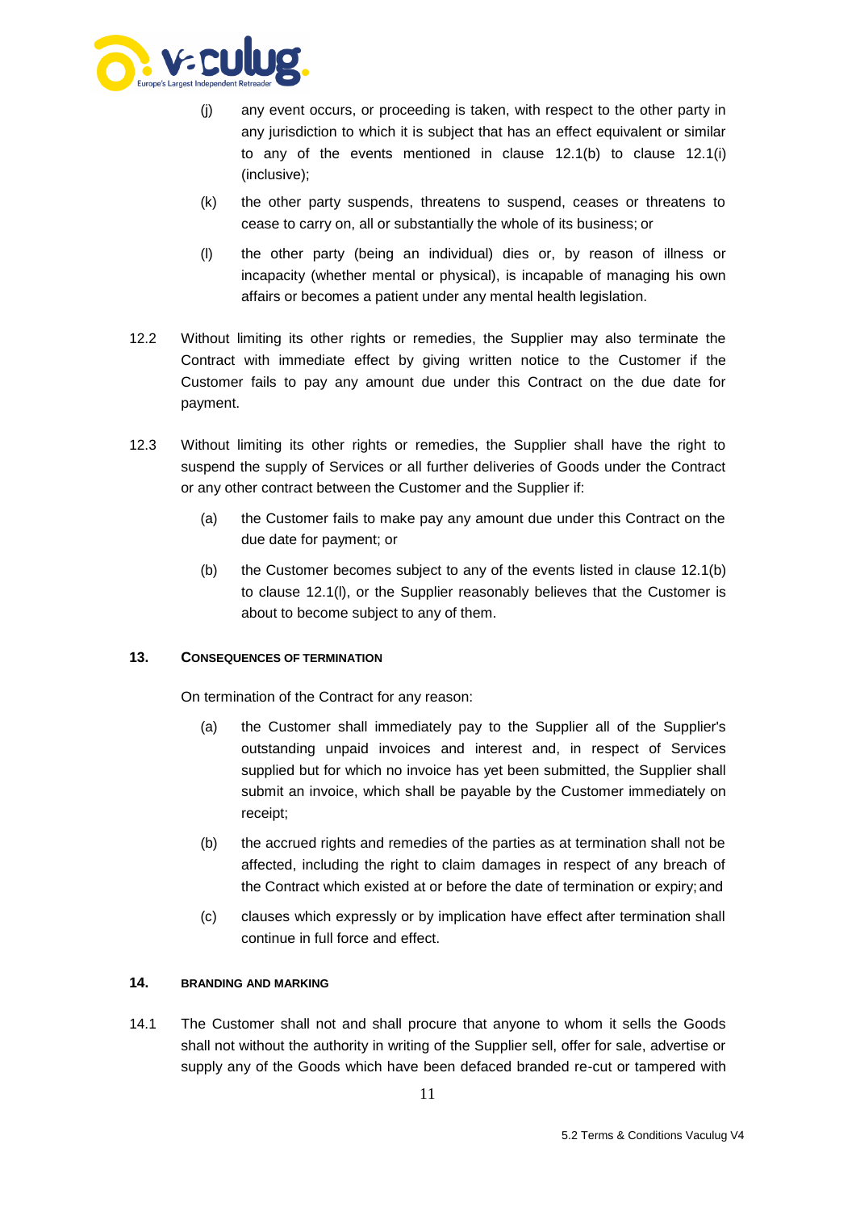(j) any event occurs, or proceeding is taken, with respect to the other party in any jurisdiction to which it is subject that has an effect equivalent or similar to any of the events mentioned in clause 12.1(b) to clause 12.1(i) (inclusive);

(k) the other party suspends, threatens to suspend, ceases or threatens to cease to carry on, all or substantially the whole of its business; or

(l) the other party (being an individual) dies or, by reason of illness or incapacity (whether mental or physical), is incapable of managing his own affairs or becomes a patient under any mental health legislation.

12.2 Without limiting its other rights or remedies, the Supplier may also terminate the Contract with immediate effect by giving written notice to the Customer if the Customer fails to pay any amount due under this Contract on the due date for payment.

12.3 Without limiting its other rights or remedies, the Supplier shall have the right to suspend the supply of Services or all further deliveries of Goods under the Contract or any other contract between the Customer and the Supplier if:

(a) the Customer fails to make pay any amount due under this Contract on the due date for payment; or

(b) the Customer becomes subject to any of the events listed in clause 12.1(b) to clause 12.1(l), or the Supplier reasonably believes that the Customer is about to become subject to any of them.

## 13. CONSEQUENCES OF TERMINATION

On termination of the Contract for any reason:

(a) the Customer shall immediately pay to the Supplier all of the Supplier's outstanding unpaid invoices and interest and, in respect of Services supplied but for which no invoice has yet been submitted, the Supplier shall submit an invoice, which shall be payable by the Customer immediately on receipt;

(b) the accrued rights and remedies of the parties as at termination shall not be affected, including the right to claim damages in respect of any breach of the Contract which existed at or before the date of termination or expiry; and

(c) clauses which expressly or by implication have effect after termination shall continue in full force and effect.

## 14. BRANDING AND MARKING

14.1 The Customer shall not and shall procure that anyone to whom it sells the Goods shall not without the authority in writing of the Supplier sell, offer for sale, advertise or supply any of the Goods which have been defaced branded re-cut or tampered with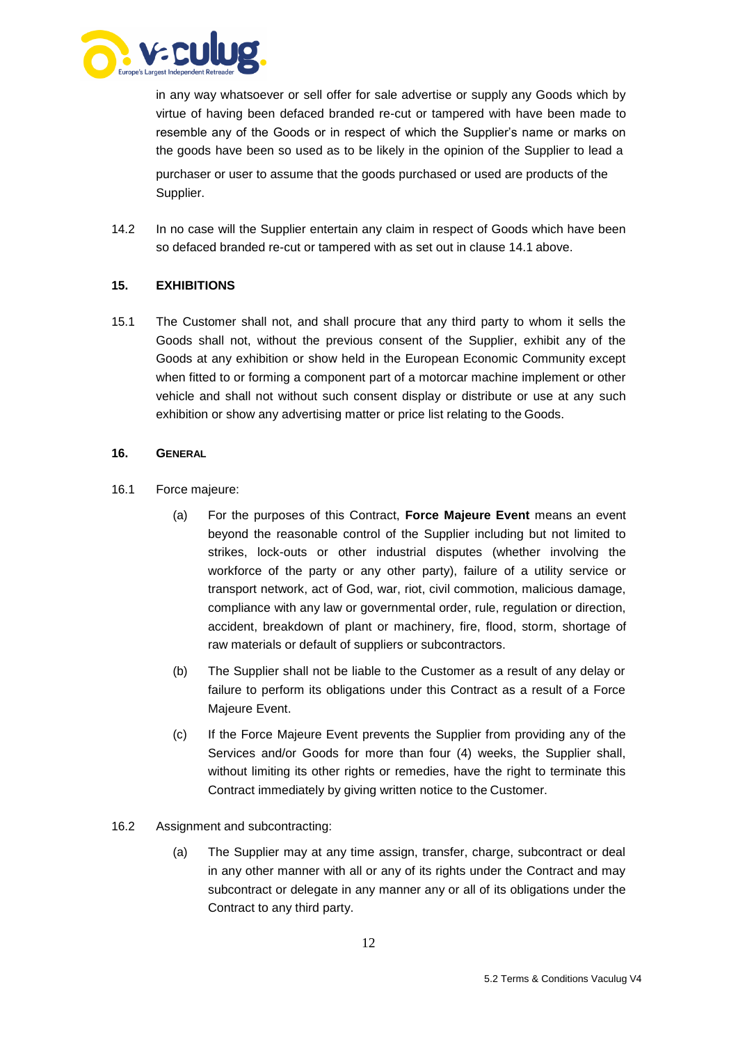in any way whatsoever or sell offer for sale advertise or supply any Goods which by virtue of having been defaced branded re-cut or tampered with have been made to resemble any of the Goods or in respect of which the Supplier's name or marks on the goods have been so used as to be likely in the opinion of the Supplier to lead a purchaser or user to assume that the goods purchased or used are products of the Supplier.

14.2 In no case will the Supplier entertain any claim in respect of Goods which have been so defaced branded re-cut or tampered with as set out in clause 14.1 above.

## 15. EXHIBITIONS

15.1 The Customer shall not, and shall procure that any third party to whom it sells the Goods shall not, without the previous consent of the Supplier, exhibit any of the Goods at any exhibition or show held in the European Economic Community except when fitted to or forming a component part of a motorcar machine implement or other vehicle and shall not without such consent display or distribute or use at any such exhibition or show any advertising matter or price list relating to the Goods.

## 16. GENERAL

16.1 Force majeure:

(a) For the purposes of this Contract, **Force Majeure Event** means an event beyond the reasonable control of the Supplier including but not limited to strikes, lock-outs or other industrial disputes (whether involving the workforce of the party or any other party), failure of a utility service or transport network, act of God, war, riot, civil commotion, malicious damage, compliance with any law or governmental order, rule, regulation or direction, accident, breakdown of plant or machinery, fire, flood, storm, shortage of raw materials or default of suppliers or subcontractors.

(b) The Supplier shall not be liable to the Customer as a result of any delay or failure to perform its obligations under this Contract as a result of a Force Majeure Event.

(c) If the Force Majeure Event prevents the Supplier from providing any of the Services and/or Goods for more than four (4) weeks, the Supplier shall, without limiting its other rights or remedies, have the right to terminate this Contract immediately by giving written notice to the Customer.

16.2 Assignment and subcontracting:

(a) The Supplier may at any time assign, transfer, charge, subcontract or deal in any other manner with all or any of its rights under the Contract and may subcontract or delegate in any manner any or all of its obligations under the Contract to any third party.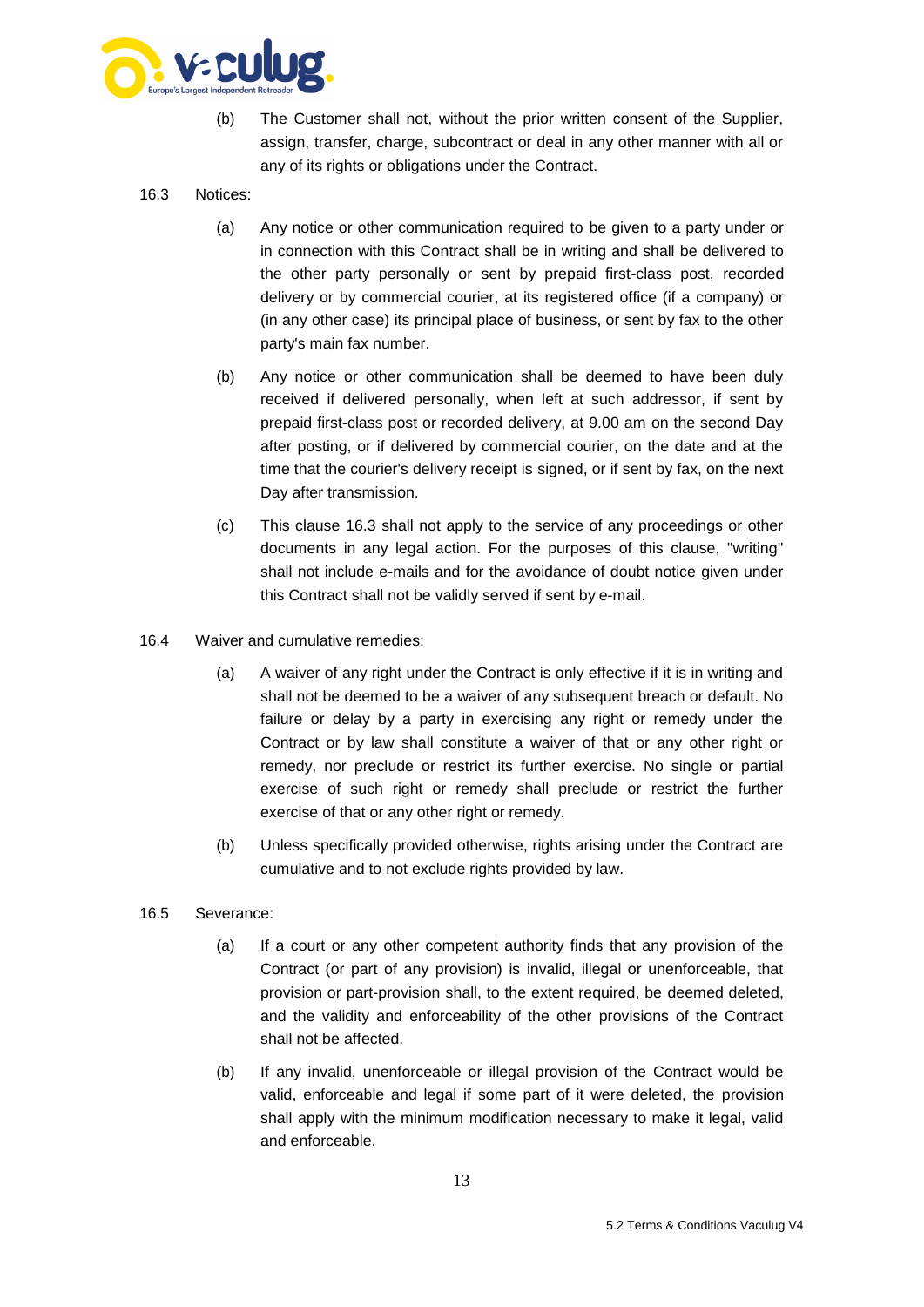(b) The Customer shall not, without the prior written consent of the Supplier, assign, transfer, charge, subcontract or deal in any other manner with all or any of its rights or obligations under the Contract.

16.3 Notices:

(a) Any notice or other communication required to be given to a party under or in connection with this Contract shall be in writing and shall be delivered to the other party personally or sent by prepaid first-class post, recorded delivery or by commercial courier, at its registered office (if a company) or (in any other case) its principal place of business, or sent by fax to the other party's main fax number.

(b) Any notice or other communication shall be deemed to have been duly received if delivered personally, when left at such addressor, if sent by prepaid first-class post or recorded delivery, at 9.00 am on the second Day after posting, or if delivered by commercial courier, on the date and at the time that the courier's delivery receipt is signed, or if sent by fax, on the next Day after transmission.

(c) This clause 16.3 shall not apply to the service of any proceedings or other documents in any legal action. For the purposes of this clause, "writing" shall not include e-mails and for the avoidance of doubt notice given under this Contract shall not be validly served if sent by e-mail.

16.4 Waiver and cumulative remedies:

(a) A waiver of any right under the Contract is only effective if it is in writing and shall not be deemed to be a waiver of any subsequent breach or default. No failure or delay by a party in exercising any right or remedy under the Contract or by law shall constitute a waiver of that or any other right or remedy, nor preclude or restrict its further exercise. No single or partial exercise of such right or remedy shall preclude or restrict the further exercise of that or any other right or remedy.

(b) Unless specifically provided otherwise, rights arising under the Contract are cumulative and to not exclude rights provided by law.

16.5 Severance:

(a) If a court or any other competent authority finds that any provision of the Contract (or part of any provision) is invalid, illegal or unenforceable, that provision or part-provision shall, to the extent required, be deemed deleted, and the validity and enforceability of the other provisions of the Contract shall not be affected.

(b) If any invalid, unenforceable or illegal provision of the Contract would be valid, enforceable and legal if some part of it were deleted, the provision shall apply with the minimum modification necessary to make it legal, valid and enforceable.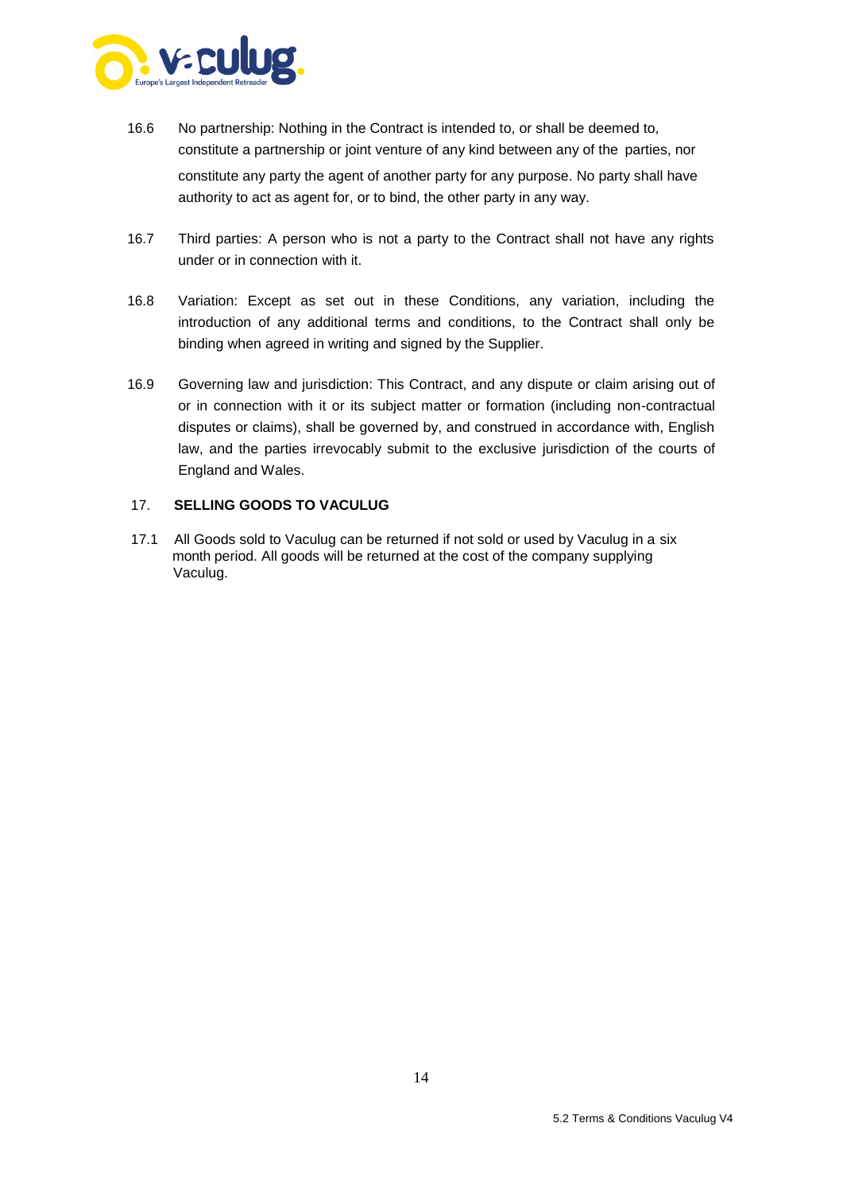16.6 No partnership: Nothing in the Contract is intended to, or shall be deemed to, constitute a partnership or joint venture of any kind between any of the parties, nor constitute any party the agent of another party for any purpose. No party shall have authority to act as agent for, or to bind, the other party in any way.

16.7 Third parties: A person who is not a party to the Contract shall not have any rights under or in connection with it.

16.8 Variation: Except as set out in these Conditions, any variation, including the introduction of any additional terms and conditions, to the Contract shall only be binding when agreed in writing and signed by the Supplier.

16.9 Governing law and jurisdiction: This Contract, and any dispute or claim arising out of or in connection with it or its subject matter or formation (including non-contractual disputes or claims), shall be governed by, and construed in accordance with, English law, and the parties irrevocably submit to the exclusive jurisdiction of the courts of England and Wales.

## 17. SELLING GOODS TO VACULUG

17.1 All Goods sold to Vaculug can be returned if not sold or used by Vaculug in a six month period. All goods will be returned at the cost of the company supplying Vaculug.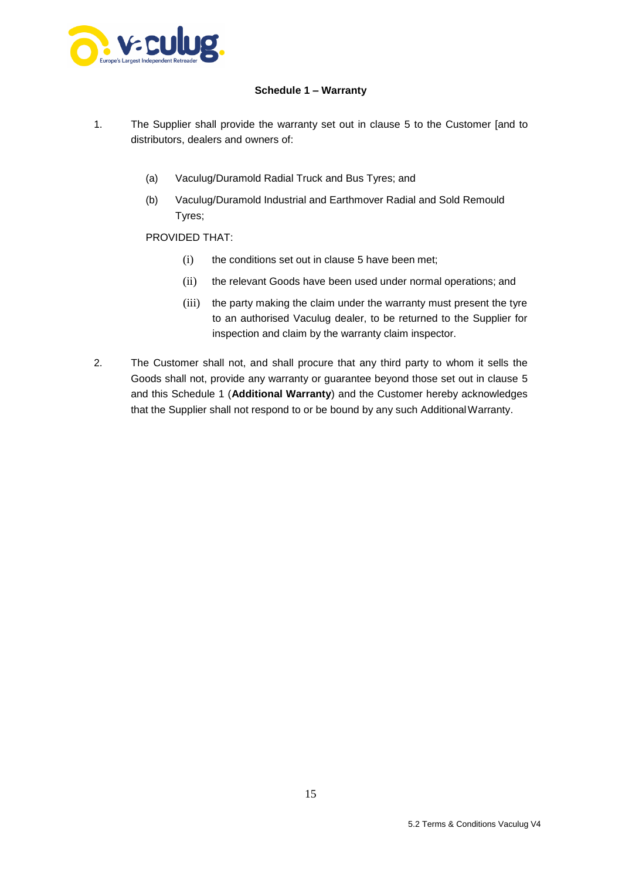## Schedule 1 – Warranty

1. The Supplier shall provide the warranty set out in clause 5 to the Customer [and to distributors, dealers and owners of:

   (a) Vaculug/Duramold Radial Truck and Bus Tyres; and

   (b) Vaculug/Duramold Industrial and Earthmover Radial and Sold Remould Tyres;

   PROVIDED THAT:

   (i) the conditions set out in clause 5 have been met;

   (ii) the relevant Goods have been used under normal operations; and

   (iii) the party making the claim under the warranty must present the tyre to an authorised Vaculug dealer, to be returned to the Supplier for inspection and claim by the warranty claim inspector.

2. The Customer shall not, and shall procure that any third party to whom it sells the Goods shall not, provide any warranty or guarantee beyond those set out in clause 5 and this Schedule 1 (**Additional Warranty**) and the Customer hereby acknowledges that the Supplier shall not respond to or be bound by any such Additional Warranty.